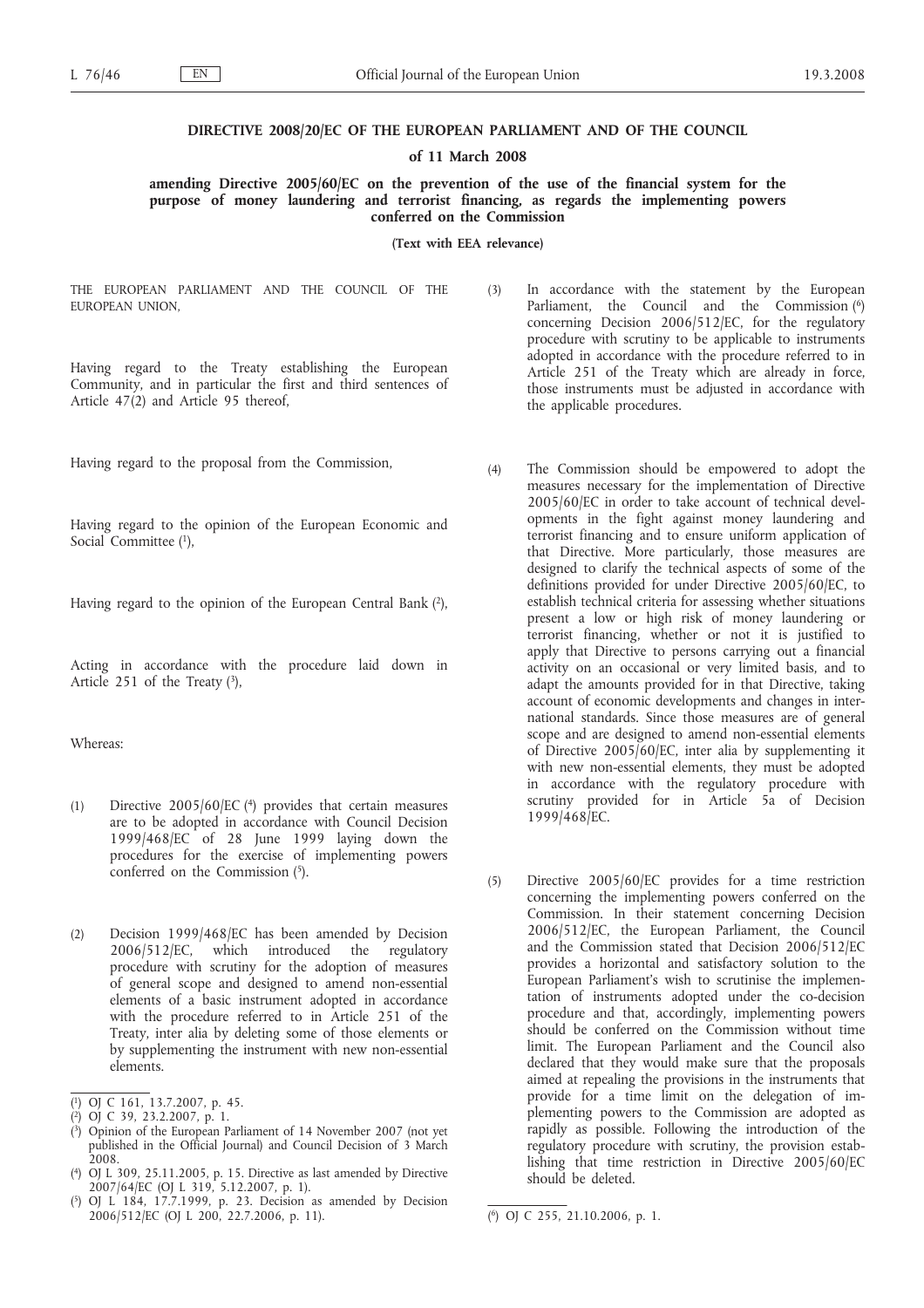# DIRECTIVE 2008/20/EC OF THE EUROPEAN PARLIAMENT AND OF THE COUNCIL

## of 11 March 2008

## amending Directive 2005/60/EC on the prevention of the use of the financial system for the purpose of money laundering and terrorist financing, as regards the implementing powers conferred on the Commission

**(Text with EEA relevance)**

THE EUROPEAN PARLIAMENT AND THE COUNCIL OF THE EUROPEAN UNION,

Having regard to the Treaty establishing the European Community, and in particular the first and third sentences of Article 47(2) and Article 95 thereof,

Having regard to the proposal from the Commission,

Having regard to the opinion of the European Economic and Social Committee [1],

Having regard to the opinion of the European Central Bank [2],

Acting in accordance with the procedure laid down in Article 251 of the Treaty [3],

Whereas:

(1) Directive 2005/60/EC [4] provides that certain measures are to be adopted in accordance with Council Decision 1999/468/EC of 28 June 1999 laying down the procedures for the exercise of implementing powers conferred on the Commission [5].

(2) Decision 1999/468/EC has been amended by Decision 2006/512/EC, which introduced the regulatory procedure with scrutiny for the adoption of measures of general scope and designed to amend non-essential elements of a basic instrument adopted in accordance with the procedure referred to in Article 251 of the Treaty, inter alia by deleting some of those elements or by supplementing the instrument with new non-essential elements.

(3) In accordance with the statement by the European Parliament, the Council and the Commission [6] concerning Decision 2006/512/EC, for the regulatory procedure with scrutiny to be applicable to instruments adopted in accordance with the procedure referred to in Article 251 of the Treaty which are already in force, those instruments must be adjusted in accordance with the applicable procedures.

(4) The Commission should be empowered to adopt the measures necessary for the implementation of Directive 2005/60/EC in order to take account of technical developments in the fight against money laundering and terrorist financing and to ensure uniform application of that Directive. More particularly, those measures are designed to clarify the technical aspects of some of the definitions provided for under Directive 2005/60/EC, to establish technical criteria for assessing whether situations present a low or high risk of money laundering or terrorist financing, whether or not it is justified to apply that Directive to persons carrying out a financial activity on an occasional or very limited basis, and to adapt the amounts provided for in that Directive, taking account of economic developments and changes in international standards. Since those measures are of general scope and are designed to amend non-essential elements of Directive 2005/60/EC, inter alia by supplementing it with new non-essential elements, they must be adopted in accordance with the regulatory procedure with scrutiny provided for in Article 5a of Decision 1999/468/EC.

(5) Directive 2005/60/EC provides for a time restriction concerning the implementing powers conferred on the Commission. In their statement concerning Decision 2006/512/EC, the European Parliament, the Council and the Commission stated that Decision 2006/512/EC provides a horizontal and satisfactory solution to the European Parliament's wish to scrutinise the implementation of instruments adopted under the co-decision procedure and that, accordingly, implementing powers should be conferred on the Commission without time limit. The European Parliament and the Council also declared that they would make sure that the proposals aimed at repealing the provisions in the instruments that provide for a time limit on the delegation of implementing powers to the Commission are adopted as rapidly as possible. Following the introduction of the regulatory procedure with scrutiny, the provision establishing that time restriction in Directive 2005/60/EC should be deleted.

---

[1] OJ C 161, 13.7.2007, p. 45.

[2] OJ C 39, 23.2.2007, p. 1.

[3] Opinion of the European Parliament of 14 November 2007 (not yet published in the Official Journal) and Council Decision of 3 March 2008.

[4] OJ L 309, 25.11.2005, p. 15. Directive as last amended by Directive 2007/64/EC (OJ L 319, 5.12.2007, p. 1).

[5] OJ L 184, 17.7.1999, p. 23. Decision as amended by Decision 2006/512/EC (OJ L 200, 22.7.2006, p. 11).

[6] OJ C 255, 21.10.2006, p. 1.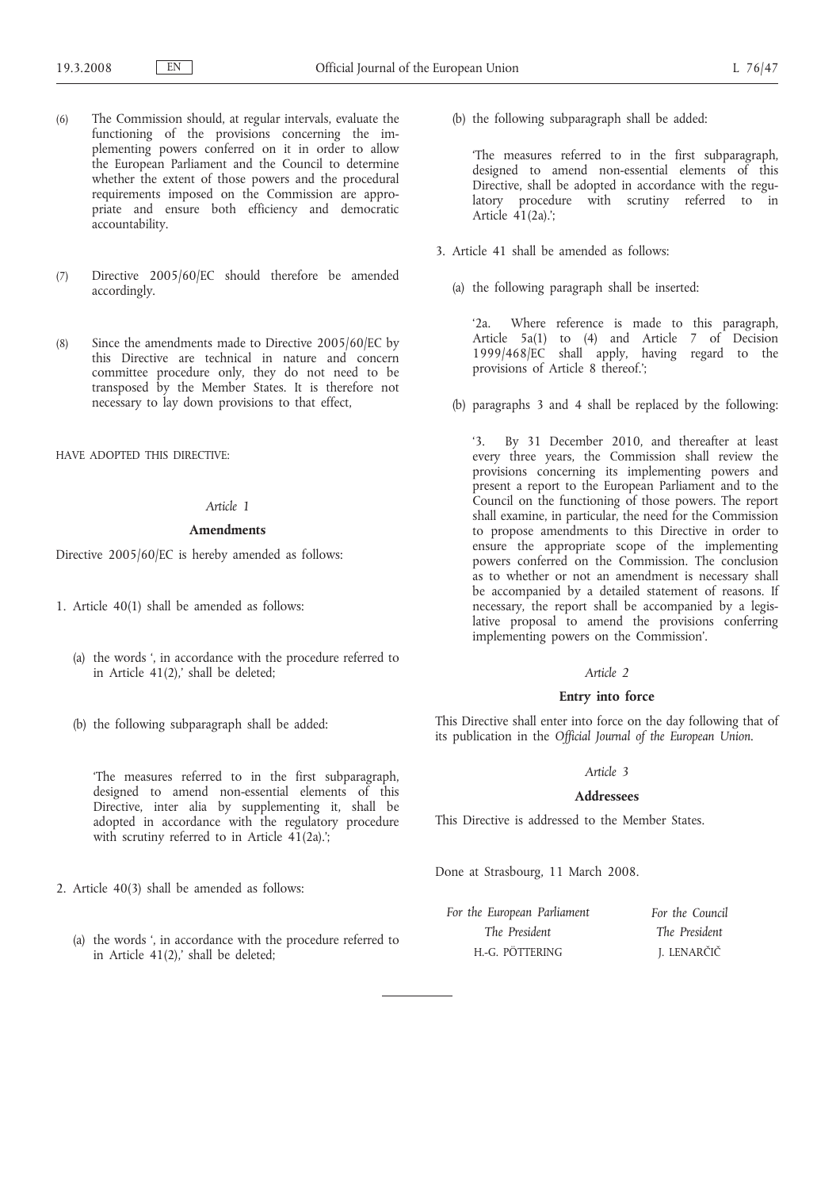(6) The Commission should, at regular intervals, evaluate the functioning of the provisions concerning the implementing powers conferred on it in order to allow the European Parliament and the Council to determine whether the extent of those powers and the procedural requirements imposed on the Commission are appropriate and ensure both efficiency and democratic accountability.

(7) Directive 2005/60/EC should therefore be amended accordingly.

(8) Since the amendments made to Directive 2005/60/EC by this Directive are technical in nature and concern committee procedure only, they do not need to be transposed by the Member States. It is therefore not necessary to lay down provisions to that effect,

HAVE ADOPTED THIS DIRECTIVE:

*Article 1*

**Amendments**

Directive 2005/60/EC is hereby amended as follows:

1. Article 40(1) shall be amended as follows:

   (a) the words ', in accordance with the procedure referred to in Article 41(2),' shall be deleted;

   (b) the following subparagraph shall be added:

   'The measures referred to in the first subparagraph, designed to amend non-essential elements of this Directive, inter alia by supplementing it, shall be adopted in accordance with the regulatory procedure with scrutiny referred to in Article 41(2a).';

2. Article 40(3) shall be amended as follows:

   (a) the words ', in accordance with the procedure referred to in Article 41(2),' shall be deleted;

   (b) the following subparagraph shall be added:

   'The measures referred to in the first subparagraph, designed to amend non-essential elements of this Directive, shall be adopted in accordance with the regulatory procedure with scrutiny referred to in Article 41(2a).';

3. Article 41 shall be amended as follows:

   (a) the following paragraph shall be inserted:

   '2a. Where reference is made to this paragraph, Article 5a(1) to (4) and Article 7 of Decision 1999/468/EC shall apply, having regard to the provisions of Article 8 thereof.';

   (b) paragraphs 3 and 4 shall be replaced by the following:

   '3. By 31 December 2010, and thereafter at least every three years, the Commission shall review the provisions concerning its implementing powers and present a report to the European Parliament and to the Council on the functioning of those powers. The report shall examine, in particular, the need for the Commission to propose amendments to this Directive in order to ensure the appropriate scope of the implementing powers conferred on the Commission. The conclusion as to whether or not an amendment is necessary shall be accompanied by a detailed statement of reasons. If necessary, the report shall be accompanied by a legislative proposal to amend the provisions conferring implementing powers on the Commission'.

*Article 2*

**Entry into force**

This Directive shall enter into force on the day following that of its publication in the *Official Journal of the European Union*.

*Article 3*

**Addressees**

This Directive is addressed to the Member States.

Done at Strasbourg, 11 March 2008.

| *For the European Parliament* | *For the Council* |
|---|---|
| *The President* | *The President* |
| H.-G. PÖTTERING | J. LENARČIČ |